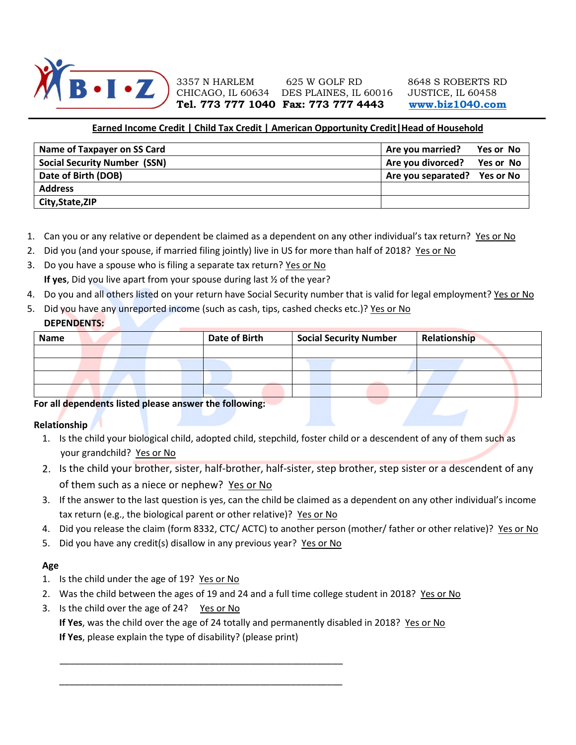B•I•Z

3357 N HARLEM
CHICAGO, IL 60634

625 W GOLF RD
DES PLAINES, IL 60016

8648 S ROBERTS RD
JUSTICE, IL 60458

**Tel. 773 777 1040 Fax: 773 777 4443** www.biz1040.com

**Earned Income Credit | Child Tax Credit | American Opportunity Credit|Head of Household**

| **Name of Taxpayer on SS Card** | **Are you married? Yes or No** |
|---|---|
| **Social Security Number (SSN)** | **Are you divorced? Yes or No** |
| **Date of Birth (DOB)** | **Are you separated? Yes or No** |
| **Address** | |
| **City,State,ZIP** | |

1. Can you or any relative or dependent be claimed as a dependent on any other individual's tax return? Yes or No
2. Did you (and your spouse, if married filing jointly) live in US for more than half of 2018? Yes or No
3. Do you have a spouse who is filing a separate tax return? Yes or No
   **If yes**, Did you live apart from your spouse during last ½ of the year?
4. Do you and all others listed on your return have Social Security number that is valid for legal employment? Yes or No
5. Did you have any unreported income (such as cash, tips, cashed checks etc.)? Yes or No

**DEPENDENTS:**

| Name | Date of Birth | Social Security Number | Relationship |
|---|---|---|---|
| | | | |
| | | | |
| | | | |
| | | | |

**For all dependents listed please answer the following:**

**Relationship**

1. Is the child your biological child, adopted child, stepchild, foster child or a descendent of any of them such as your grandchild? Yes or No
2. Is the child your brother, sister, half-brother, half-sister, step brother, step sister or a descendent of any of them such as a niece or nephew? Yes or No
3. If the answer to the last question is yes, can the child be claimed as a dependent on any other individual's income tax return (e.g., the biological parent or other relative)? Yes or No
4. Did you release the claim (form 8332, CTC/ ACTC) to another person (mother/ father or other relative)? Yes or No
5. Did you have any credit(s) disallow in any previous year? Yes or No

**Age**

1. Is the child under the age of 19? Yes or No
2. Was the child between the ages of 19 and 24 and a full time college student in 2018? Yes or No
3. Is the child over the age of 24? Yes or No
   **If Yes**, was the child over the age of 24 totally and permanently disabled in 2018? Yes or No
   **If Yes**, please explain the type of disability? (please print)

   ______________________________________________________

   ______________________________________________________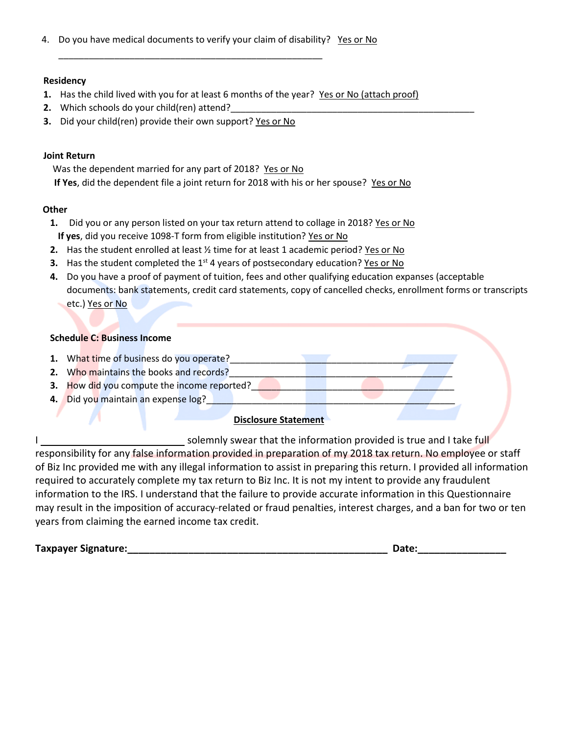4. Do you have medical documents to verify your claim of disability? Yes or No

    ______________________________________________________

**Residency**

1. Has the child lived with you for at least 6 months of the year? Yes or No (attach proof)
2. Which schools do your child(ren) attend?__________________________________________________
3. Did your child(ren) provide their own support? Yes or No

**Joint Return**

Was the dependent married for any part of 2018? Yes or No

**If Yes**, did the dependent file a joint return for 2018 with his or her spouse? Yes or No

**Other**

1. Did you or any person listed on your tax return attend to collage in 2018? Yes or No

   **If yes**, did you receive 1098-T form from eligible institution? Yes or No
2. Has the student enrolled at least ½ time for at least 1 academic period? Yes or No
3. Has the student completed the 1st 4 years of postsecondary education? Yes or No
4. Do you have a proof of payment of tuition, fees and other qualifying education expanses (acceptable documents: bank statements, credit card statements, copy of cancelled checks, enrollment forms or transcripts etc.) Yes or No

**Schedule C: Business Income**

1. What time of business do you operate?_____________________________________________
2. Who maintains the books and records?_____________________________________________
3. How did you compute the income reported?__________________________________________
4. Did you maintain an expense log?_________________________________________________

**Disclosure Statement**

I ___________________________ solemnly swear that the information provided is true and I take full responsibility for any false information provided in preparation of my 2018 tax return. No employee or staff of Biz Inc provided me with any illegal information to assist in preparing this return. I provided all information required to accurately complete my tax return to Biz Inc. It is not my intent to provide any fraudulent information to the IRS. I understand that the failure to provide accurate information in this Questionnaire may result in the imposition of accuracy-related or fraud penalties, interest charges, and a ban for two or ten years from claiming the earned income tax credit.

**Taxpayer Signature:**_________________________________________________ **Date:**________________